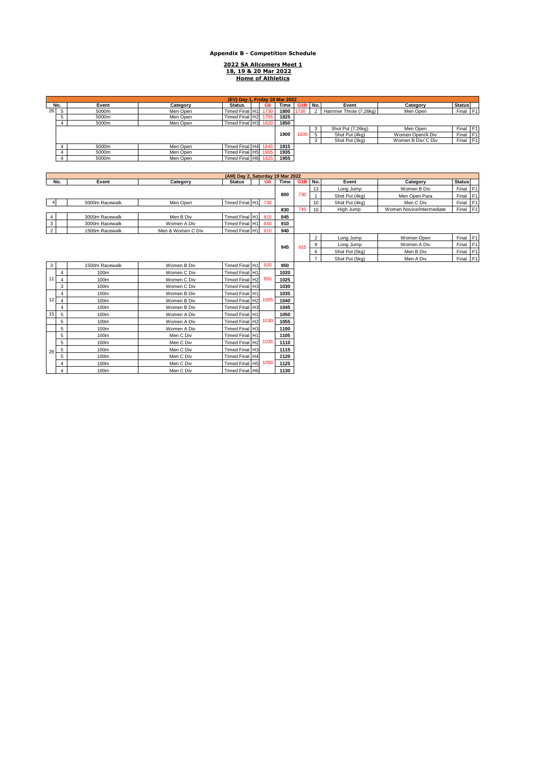**Appendix B - Competition Schedule**

**2022 SA Allcomers Meet 1**
**18, 19 & 20 Mar 2022**
**Home of Athletics**

| (EV) Day 1, Friday 18 Mar 2022 | | | | | | | | | | | | | | |
|---|---|---|---|---|---|---|---|---|---|---|---|---|---|---|
| No. | | Event | Category | Status | | G6 | Time | G1B | No. | Event | Category | Status | |
| 26 | 5 | 5000m | Men Open | Timed Final | H1 | 1730 | 1800 | 1730 | 2 | Hammer Throw (7.26kg) | Men Open | Final | F1 |
| | 5 | 5000m | Men Open | Timed Final | H2 | 1755 | 1825 | | | | | | |
| | 4 | 5000m | Men Open | Timed Final | H3 | 1820 | 1850 | | | | | | |
| | | | | | | | 1900 | 1830 | 3 | Shot Put (7.26kg) | Men Open | Final | F1 |
| | | | | | | | | | 5 | Shot Put (4kg) | Women Open/A Div | Final | F1 |
| | | | | | | | | | 3 | Shot Put (3kg) | Women B Div/ C Div | Final | F1 |
| | 4 | 5000m | Men Open | Timed Final | H4 | 1845 | 1915 | | | | | | |
| | 4 | 5000m | Men Open | Timed Final | H5 | 1905 | 1935 | | | | | | |
| | 4 | 5000m | Men Open | Timed Final | H6 | 1925 | 1955 | | | | | | |

| (AM) Day 2, Saturday 19 Mar 2022 | | | | | | | | | | | | | |
|---|---|---|---|---|---|---|---|---|---|---|---|---|---|
| No. | | Event | Category | Status | | G6 | Time | G1B | No. | Event | Category | Status | |
| | | | | | | | 800 | 730 | 13 | Long Jump | Women B Div | Final | F1 |
| | | | | | | | | | 1 | Shot Put (4kg) | Men Open Para | Final | F1 |
| 4 | | 5000m Racewalk | Men Open | Timed Final | H1 | 730 | | | 10 | Shot Put (4kg) | Men C Div | Final | F1 |
| | | | | | | | 830 | 745 | 10 | High Jump | Women Novice/Intermediate | Final | F1 |
| 4 | | 3000m Racewalk | Men B Div | Timed Final | H1 | 815 | 845 | | | | | | |
| 3 | | 3000m Racewalk | Women A Div | Timed Final | H1 | 840 | 910 | | | | | | |
| 2 | | 1500m Racewalk | Men & Women C Div | Timed Final | H1 | 910 | 940 | | | | | | |
| | | | | | | | 945 | 915 | 2 | Long Jump | Women Open | Final | F1 |
| | | | | | | | | | 9 | Long Jump | Women A Div | Final | F1 |
| | | | | | | | | | 6 | Shot Put (5kg) | Men B Div | Final | F1 |
| | | | | | | | | | 7 | Shot Put (5kg) | Men A Div | Final | F1 |
| 3 | | 1500m Racewalk | Women B Div | Timed Final | H1 | 920 | 950 | | | | | | |
| 11 | 4 | 100m | Women C Div | Timed Final | H1 | 950 | 1020 | | | | | | |
| | 4 | 100m | Women C Div | Timed Final | H2 | | 1025 | | | | | | |
| | 3 | 100m | Women C Div | Timed Final | H3 | | 1030 | | | | | | |
| 12 | 4 | 100m | Women B Div | Timed Final | H1 | 1005 | 1035 | | | | | | |
| | 4 | 100m | Women B Div | Timed Final | H2 | | 1040 | | | | | | |
| | 4 | 100m | Women B Div | Timed Final | H3 | | 1045 | | | | | | |
| 15 | 5 | 100m | Women A Div | Timed Final | H1 | 1030 | 1050 | | | | | | |
| | 5 | 100m | Women A Div | Timed Final | H2 | | 1055 | | | | | | |
| | 5 | 100m | Women A Div | Timed Final | H3 | | 1100 | | | | | | |
| 28 | 5 | 100m | Men C Div | Timed Final | H1 | 1035 | 1105 | | | | | | |
| | 5 | 100m | Men C Div | Timed Final | H2 | | 1110 | | | | | | |
| | 5 | 100m | Men C Div | Timed Final | H3 | | 1115 | | | | | | |
| | 5 | 100m | Men C Div | Timed Final | H4 | 1050 | 1120 | | | | | | |
| | 4 | 100m | Men C Div | Timed Final | H5 | | 1125 | | | | | | |
| | 4 | 100m | Men C Div | Timed Final | H6 | | 1130 | | | | | | |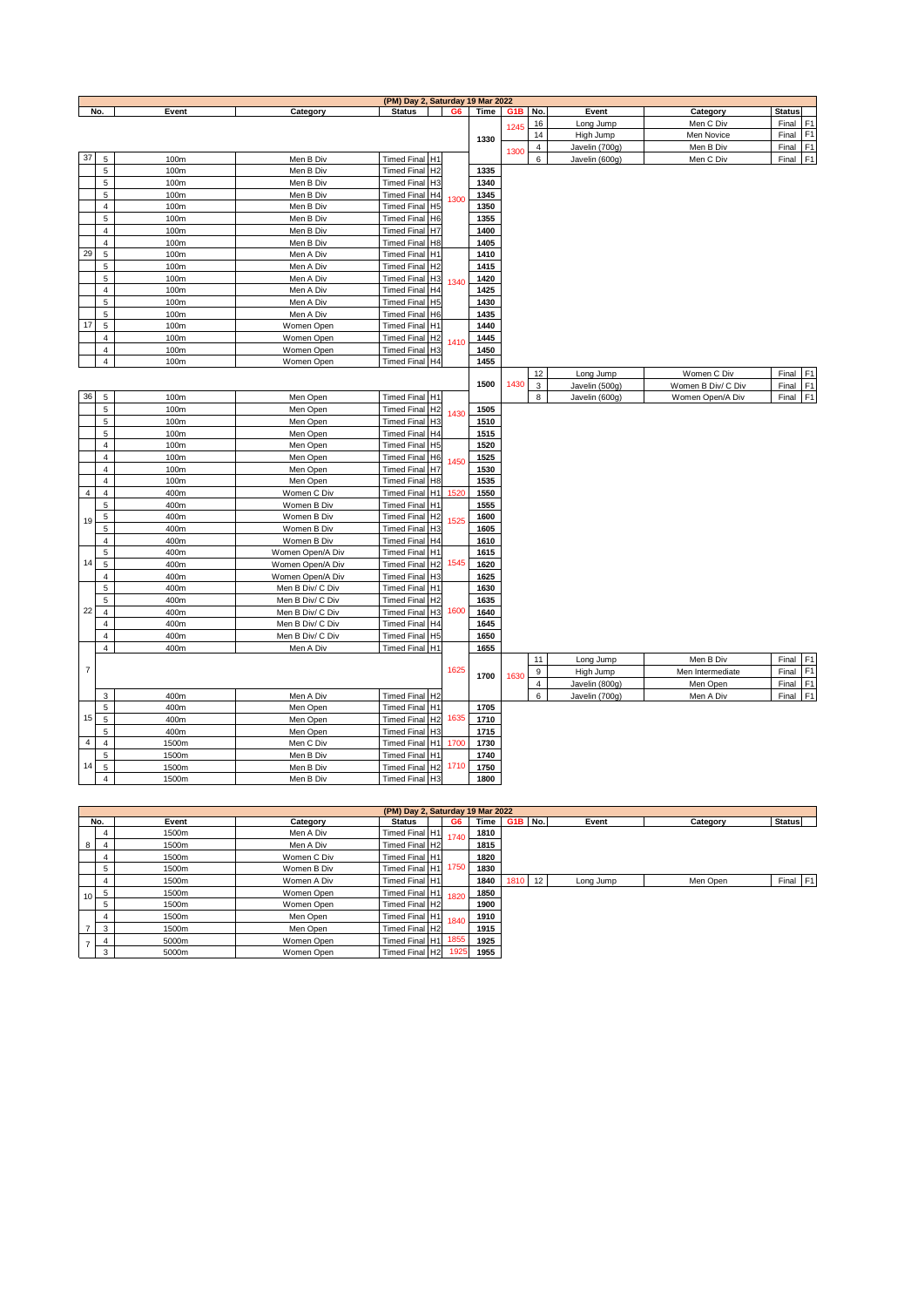## (PM) Day 2, Saturday 19 Mar 2022

| No. | | Event | Category | Status | | G6 | Time | G1B | No. | Event | Category | Status | |
|---|---|---|---|---|---|---|---|---|---|---|---|---|---|
| | | | | | | | 1330 | 1245 | 16 | Long Jump | Men C Div | Final | F1 |
| | | | | | | | | | 14 | High Jump | Men Novice | Final | F1 |
| | | | | | | | | 1300 | 4 | Javelin (700g) | Men B Div | Final | F1 |
| | | | | | | | | | 6 | Javelin (600g) | Men C Div | Final | F1 |
| 37 | 5 | 100m | Men B Div | Timed Final | H1 | 1300 | | | | | | | |
| | 5 | 100m | Men B Div | Timed Final | H2 | | 1335 | | | | | | |
| | 5 | 100m | Men B Div | Timed Final | H3 | | 1340 | | | | | | |
| | 5 | 100m | Men B Div | Timed Final | H4 | | 1345 | | | | | | |
| | 4 | 100m | Men B Div | Timed Final | H5 | | 1350 | | | | | | |
| | 5 | 100m | Men B Div | Timed Final | H6 | | 1355 | | | | | | |
| | 5 | 100m | Men B Div | Timed Final | H7 | | 1400 | | | | | | |
| | 4 | 100m | Men B Div | Timed Final | H8 | | 1405 | | | | | | |
| 29 | 5 | 100m | Men A Div | Timed Final | H1 | 1340 | 1410 | | | | | | |
| | 5 | 100m | Men A Div | Timed Final | H2 | | 1415 | | | | | | |
| | 5 | 100m | Men A Div | Timed Final | H3 | | 1420 | | | | | | |
| | 4 | 100m | Men A Div | Timed Final | H4 | | 1425 | | | | | | |
| | 5 | 100m | Men A Div | Timed Final | H5 | | 1430 | | | | | | |
| | 5 | 100m | Men A Div | Timed Final | H6 | | 1435 | | | | | | |
| 17 | 5 | 100m | Women Open | Timed Final | H1 | 1410 | 1440 | | | | | | |
| | 4 | 100m | Women Open | Timed Final | H2 | | 1445 | | | | | | |
| | 4 | 100m | Women Open | Timed Final | H3 | | 1450 | | | | | | |
| | 4 | 100m | Women Open | Timed Final | H4 | | 1455 | | | | | | |
| | | | | | | | 1500 | 1430 | 12 | Long Jump | Women C Div | Final | F1 |
| | | | | | | | | | 3 | Javelin (500g) | Women B Div/ C Div | Final | F1 |
| | | | | | | | | | 8 | Javelin (600g) | Women Open/A Div | Final | F1 |
| 36 | 5 | 100m | Men Open | Timed Final | H1 | 1430 | | | | | | | |
| | 5 | 100m | Men Open | Timed Final | H2 | | 1505 | | | | | | |
| | 5 | 100m | Men Open | Timed Final | H3 | | 1510 | | | | | | |
| | 5 | 100m | Men Open | Timed Final | H4 | | 1515 | | | | | | |
| | 4 | 100m | Men Open | Timed Final | H5 | 1450 | 1520 | | | | | | |
| | 4 | 100m | Men Open | Timed Final | H6 | | 1525 | | | | | | |
| | 4 | 100m | Men Open | Timed Final | H7 | | 1530 | | | | | | |
| | 4 | 100m | Men Open | Timed Final | H8 | | 1535 | | | | | | |
| 4 | 4 | 400m | Women C Div | Timed Final | H1 | 1520 | 1550 | | | | | | |
| 19 | 5 | 400m | Women B Div | Timed Final | H1 | 1525 | 1555 | | | | | | |
| | 5 | 400m | Women B Div | Timed Final | H2 | | 1600 | | | | | | |
| | 5 | 400m | Women B Div | Timed Final | H3 | | 1605 | | | | | | |
| | 4 | 400m | Women B Div | Timed Final | H4 | | 1610 | | | | | | |
| 14 | 5 | 400m | Women Open/A Div | Timed Final | H1 | 1545 | 1615 | | | | | | |
| | 5 | 400m | Women Open/A Div | Timed Final | H2 | | 1620 | | | | | | |
| | 4 | 400m | Women Open/A Div | Timed Final | H3 | | 1625 | | | | | | |
| 22 | 5 | 400m | Men B Div/ C Div | Timed Final | H1 | 1600 | 1630 | | | | | | |
| | 5 | 400m | Men B Div/ C Div | Timed Final | H2 | | 1635 | | | | | | |
| | 4 | 400m | Men B Div/ C Div | Timed Final | H3 | | 1640 | | | | | | |
| | 4 | 400m | Men B Div/ C Div | Timed Final | H4 | | 1645 | | | | | | |
| | 4 | 400m | Men B Div/ C Div | Timed Final | H5 | | 1650 | | | | | | |
| 7 | 4 | 400m | Men A Div | Timed Final | H1 | 1625 | 1655 | | | | | | |
| | | | | | | | 1700 | 1630 | 11 | Long Jump | Men B Div | Final | F1 |
| | | | | | | | | | 9 | High Jump | Men Intermediate | Final | F1 |
| | | | | | | | | | 4 | Javelin (800g) | Men Open | Final | F1 |
| | | | | | | | | | 6 | Javelin (700g) | Men A Div | Final | F1 |
| | 3 | 400m | Men A Div | Timed Final | H2 | | | | | | | | |
| 15 | 5 | 400m | Men Open | Timed Final | H1 | 1635 | 1705 | | | | | | |
| | 5 | 400m | Men Open | Timed Final | H2 | | 1710 | | | | | | |
| | 5 | 400m | Men Open | Timed Final | H3 | | 1715 | | | | | | |
| 4 | 4 | 1500m | Men C Div | Timed Final | H1 | 1700 | 1730 | | | | | | |
| 14 | 5 | 1500m | Men B Div | Timed Final | H1 | 1710 | 1740 | | | | | | |
| | 5 | 1500m | Men B Div | Timed Final | H2 | | 1750 | | | | | | |
| | 4 | 1500m | Men B Div | Timed Final | H3 | | 1800 | | | | | | |

## (PM) Day 2, Saturday 19 Mar 2022

| No. | | Event | Category | Status | | G6 | Time | G1B | No. | Event | Category | Status | |
|---|---|---|---|---|---|---|---|---|---|---|---|---|---|
| 8 | 4 | 1500m | Men A Div | Timed Final | H1 | 1740 | 1810 | | | | | | |
| | 4 | 1500m | Men A Div | Timed Final | H2 | | 1815 | | | | | | |
| | 4 | 1500m | Women C Div | Timed Final | H1 | | 1820 | | | | | | |
| | 5 | 1500m | Women B Div | Timed Final | H1 | 1750 | 1830 | | | | | | |
| | 4 | 1500m | Women A Div | Timed Final | H1 | | 1840 | 1810 | 12 | Long Jump | Men Open | Final | F1 |
| 10 | 5 | 1500m | Women Open | Timed Final | H1 | 1820 | 1850 | | | | | | |
| | 5 | 1500m | Women Open | Timed Final | H2 | | 1900 | | | | | | |
| | 4 | 1500m | Men Open | Timed Final | H1 | 1840 | 1910 | | | | | | |
| 7 | 3 | 1500m | Men Open | Timed Final | H2 | | 1915 | | | | | | |
| 7 | 4 | 5000m | Women Open | Timed Final | H1 | 1855 | 1925 | | | | | | |
| | 3 | 5000m | Women Open | Timed Final | H2 | 1925 | 1955 | | | | | | |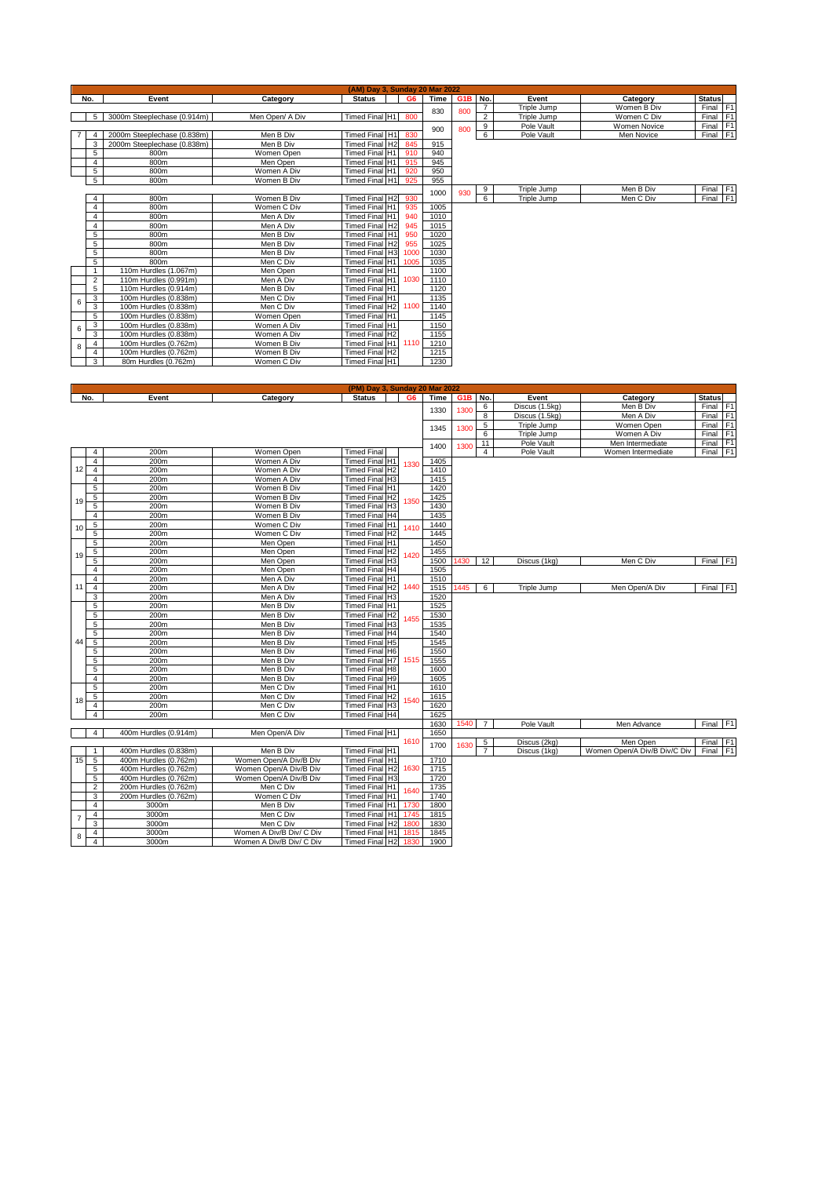## (AM) Day 3, Sunday 20 Mar 2022

| No. | | Event | Category | Status | | G6 | Time | G1B | No. | Event | Category | Status | |
|---|---|---|---|---|---|---|---|---|---|---|---|---|---|
| | | | | | | | 830 | 800 | 7 | Triple Jump | Women B Div | Final | F1 |
| | 5 | 3000m Steeplechase (0.914m) | Men Open/ A Div | Timed Final | H1 | 800 | | | 2 | Triple Jump | Women C Div | Final | F1 |
| | | | | | | | 900 | 800 | 9 | Pole Vault | Women Novice | Final | F1 |
| 7 | 4 | 2000m Steeplechase (0.838m) | Men B Div | Timed Final | H1 | 830 | | | 6 | Pole Vault | Men Novice | Final | F1 |
| | 3 | 2000m Steeplechase (0.838m) | Men B Div | Timed Final | H2 | 845 | 915 | | | | | | |
| | 5 | 800m | Women Open | Timed Final | H1 | 910 | 940 | | | | | | |
| | 4 | 800m | Men Open | Timed Final | H1 | 915 | 945 | | | | | | |
| | 5 | 800m | Women A Div | Timed Final | H1 | 920 | 950 | | | | | | |
| | 5 | 800m | Women B Div | Timed Final | H1 | 925 | 955 | | | | | | |
| | | | | | | | 1000 | 930 | 9 | Triple Jump | Men B Div | Final | F1 |
| | 4 | 800m | Women B Div | Timed Final | H2 | 930 | | | 6 | Triple Jump | Men C Div | Final | F1 |
| | 4 | 800m | Women C Div | Timed Final | H1 | 935 | 1005 | | | | | | |
| | 4 | 800m | Men A Div | Timed Final | H1 | 940 | 1010 | | | | | | |
| | 4 | 800m | Men A Div | Timed Final | H2 | 945 | 1015 | | | | | | |
| | 5 | 800m | Men B Div | Timed Final | H1 | 950 | 1020 | | | | | | |
| | 5 | 800m | Men B Div | Timed Final | H2 | 955 | 1025 | | | | | | |
| | 5 | 800m | Men B Div | Timed Final | H3 | 1000 | 1030 | | | | | | |
| | 5 | 800m | Men C Div | Timed Final | H1 | 1005 | 1035 | | | | | | |
| | 1 | 110m Hurdles (1.067m) | Men Open | Timed Final | H1 | 1030 | 1100 | | | | | | |
| | 2 | 110m Hurdles (0.991m) | Men A Div | Timed Final | H1 | | 1110 | | | | | | |
| | 5 | 110m Hurdles (0.914m) | Men B Div | Timed Final | H1 | | 1120 | | | | | | |
| 6 | 3 | 100m Hurdles (0.838m) | Men C Div | Timed Final | H1 | 1100 | 1135 | | | | | | |
| | 3 | 100m Hurdles (0.838m) | Men C Div | Timed Final | H2 | | 1140 | | | | | | |
| | 5 | 100m Hurdles (0.838m) | Women Open | Timed Final | H1 | | 1145 | | | | | | |
| 6 | 3 | 100m Hurdles (0.838m) | Women A Div | Timed Final | H1 | | 1150 | | | | | | |
| | 3 | 100m Hurdles (0.838m) | Women A Div | Timed Final | H2 | | 1155 | | | | | | |
| 8 | 4 | 100m Hurdles (0.762m) | Women B Div | Timed Final | H1 | 1110 | 1210 | | | | | | |
| | 4 | 100m Hurdles (0.762m) | Women B Div | Timed Final | H2 | | 1215 | | | | | | |
| | 3 | 80m Hurdles (0.762m) | Women C Div | Timed Final | H1 | | 1230 | | | | | | |

## (PM) Day 3, Sunday 20 Mar 2022

| No. | | Event | Category | Status | | G6 | Time | G1B | No. | Event | Category | Status | |
|---|---|---|---|---|---|---|---|---|---|---|---|---|---|
| | | | | | | | 1330 | 1300 | 6 | Discus (1.5kg) | Men B Div | Final | F1 |
| | | | | | | | | | 8 | Discus (1.5kg) | Men A Div | Final | F1 |
| | | | | | | | 1345 | 1300 | 5 | Triple Jump | Women Open | Final | F1 |
| | | | | | | | | | 6 | Triple Jump | Women A Div | Final | F1 |
| | | | | | | | 1400 | 1300 | 11 | Pole Vault | Men Intermediate | Final | F1 |
| | 4 | 200m | Women Open | Timed Final | | | | | 4 | Pole Vault | Women Intermediate | Final | F1 |
| | 4 | 200m | Women A Div | Timed Final | H1 | 1330 | 1405 | | | | | | |
| 12 | 4 | 200m | Women A Div | Timed Final | H2 | | 1410 | | | | | | |
| | 4 | 200m | Women A Div | Timed Final | H3 | | 1415 | | | | | | |
| | 5 | 200m | Women B Div | Timed Final | H1 | | 1420 | | | | | | |
| 19 | 5 | 200m | Women B Div | Timed Final | H2 | 1350 | 1425 | | | | | | |
| | 5 | 200m | Women B Div | Timed Final | H3 | | 1430 | | | | | | |
| | 4 | 200m | Women B Div | Timed Final | H4 | | 1435 | | | | | | |
| 10 | 5 | 200m | Women C Div | Timed Final | H1 | 1410 | 1440 | | | | | | |
| | 5 | 200m | Women C Div | Timed Final | H2 | | 1445 | | | | | | |
| | 5 | 200m | Men Open | Timed Final | H1 | | 1450 | | | | | | |
| 19 | 5 | 200m | Men Open | Timed Final | H2 | 1420 | 1455 | | | | | | |
| | 5 | 200m | Men Open | Timed Final | H3 | | 1500 | 1430 | 12 | Discus (1kg) | Men C Div | Final | F1 |
| | 4 | 200m | Men Open | Timed Final | H4 | | 1505 | | | | | | |
| | 4 | 200m | Men A Div | Timed Final | H1 | | 1510 | | | | | | |
| 11 | 4 | 200m | Men A Div | Timed Final | H2 | 1440 | 1515 | 1445 | 6 | Triple Jump | Men Open/A Div | Final | F1 |
| | 3 | 200m | Men A Div | Timed Final | H3 | | 1520 | | | | | | |
| | 5 | 200m | Men B Div | Timed Final | H1 | | 1525 | | | | | | |
| | 5 | 200m | Men B Div | Timed Final | H2 | 1455 | 1530 | | | | | | |
| | 5 | 200m | Men B Div | Timed Final | H3 | | 1535 | | | | | | |
| | 5 | 200m | Men B Div | Timed Final | H4 | | 1540 | | | | | | |
| 44 | 5 | 200m | Men B Div | Timed Final | H5 | | 1545 | | | | | | |
| | 5 | 200m | Men B Div | Timed Final | H6 | | 1550 | | | | | | |
| | 5 | 200m | Men B Div | Timed Final | H7 | 1515 | 1555 | | | | | | |
| | 5 | 200m | Men B Div | Timed Final | H8 | | 1600 | | | | | | |
| | 4 | 200m | Men B Div | Timed Final | H9 | | 1605 | | | | | | |
| | 5 | 200m | Men C Div | Timed Final | H1 | | 1610 | | | | | | |
| 18 | 5 | 200m | Men C Div | Timed Final | H2 | 1540 | 1615 | | | | | | |
| | 4 | 200m | Men C Div | Timed Final | H3 | | 1620 | | | | | | |
| | 4 | 200m | Men C Div | Timed Final | H4 | | 1625 | | | | | | |
| | | | | | | | 1630 | 1540 | 7 | Pole Vault | Men Advance | Final | F1 |
| | 4 | 400m Hurdles (0.914m) | Men Open/A Div | Timed Final | H1 | 1610 | 1650 | | | | | | |
| | | | | | | | 1700 | 1630 | 5 | Discus (2kg) | Men Open | Final | F1 |
| | 1 | 400m Hurdles (0.838m) | Men B Div | Timed Final | H1 | | | | 7 | Discus (1kg) | Women Open/A Div/B Div/C Div | Final | F1 |
| 15 | 5 | 400m Hurdles (0.762m) | Women Open/A Div/B Div | Timed Final | H1 | | 1710 | | | | | | |
| | 5 | 400m Hurdles (0.762m) | Women Open/A Div/B Div | Timed Final | H2 | 1630 | 1715 | | | | | | |
| | 5 | 400m Hurdles (0.762m) | Women Open/A Div/B Div | Timed Final | H3 | | 1720 | | | | | | |
| | 2 | 200m Hurdles (0.762m) | Men C Div | Timed Final | H1 | 1640 | 1735 | | | | | | |
| | 3 | 200m Hurdles (0.762m) | Women C Div | Timed Final | H1 | | 1740 | | | | | | |
| | 4 | 3000m | Men B Div | Timed Final | H1 | 1730 | 1800 | | | | | | |
| 7 | 4 | 3000m | Men C Div | Timed Final | H1 | 1745 | 1815 | | | | | | |
| | 3 | 3000m | Men C Div | Timed Final | H2 | 1800 | 1830 | | | | | | |
| 8 | 4 | 3000m | Women A Div/B Div/ C Div | Timed Final | H1 | 1815 | 1845 | | | | | | |
| | 4 | 3000m | Women A Div/B Div/ C Div | Timed Final | H2 | 1830 | 1900 | | | | | | |